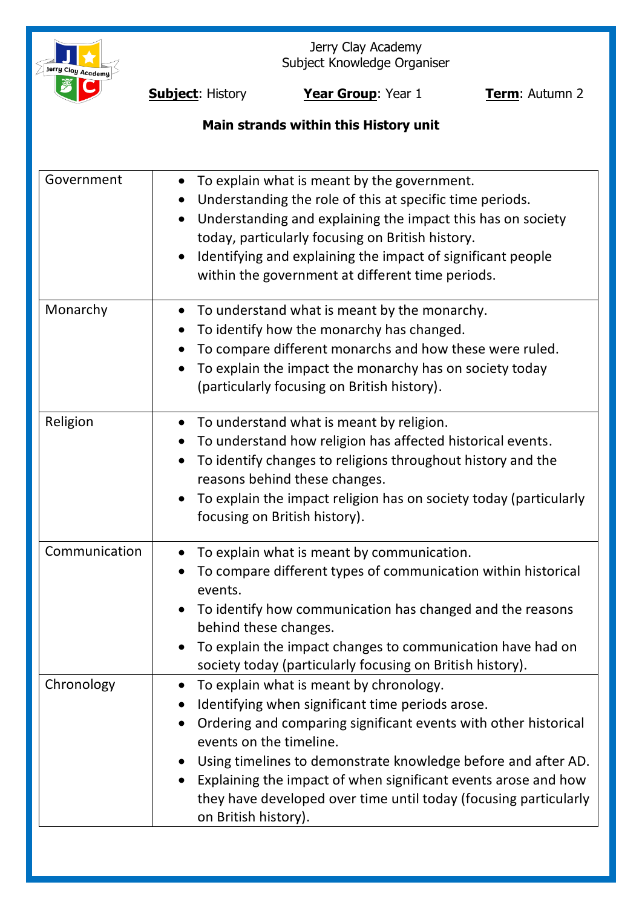Jerry Clay Academy
Subject Knowledge Organiser

**Subject**: History **Year Group**: Year 1 **Term**: Autumn 2

**Main strands within this History unit**

| Strand | Content |
|---|---|
| Government | • To explain what is meant by the government.<br>• Understanding the role of this at specific time periods.<br>• Understanding and explaining the impact this has on society today, particularly focusing on British history.<br>• Identifying and explaining the impact of significant people within the government at different time periods. |
| Monarchy | • To understand what is meant by the monarchy.<br>• To identify how the monarchy has changed.<br>• To compare different monarchs and how these were ruled.<br>• To explain the impact the monarchy has on society today (particularly focusing on British history). |
| Religion | • To understand what is meant by religion.<br>• To understand how religion has affected historical events.<br>• To identify changes to religions throughout history and the reasons behind these changes.<br>• To explain the impact religion has on society today (particularly focusing on British history). |
| Communication | • To explain what is meant by communication.<br>• To compare different types of communication within historical events.<br>• To identify how communication has changed and the reasons behind these changes.<br>• To explain the impact changes to communication have had on society today (particularly focusing on British history). |
| Chronology | • To explain what is meant by chronology.<br>• Identifying when significant time periods arose.<br>• Ordering and comparing significant events with other historical events on the timeline.<br>• Using timelines to demonstrate knowledge before and after AD.<br>• Explaining the impact of when significant events arose and how they have developed over time until today (focusing particularly on British history). |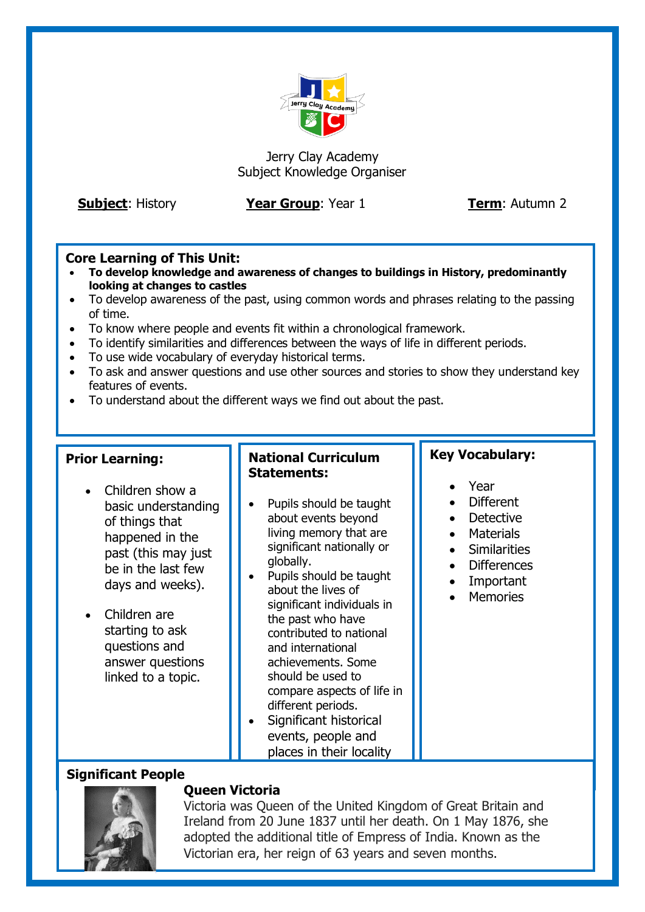Jerry Clay Academy
Subject Knowledge Organiser

**Subject**: History **Year Group**: Year 1 **Term**: Autumn 2

## Core Learning of This Unit:

- **To develop knowledge and awareness of changes to buildings in History, predominantly looking at changes to castles**
- To develop awareness of the past, using common words and phrases relating to the passing of time.
- To know where people and events fit within a chronological framework.
- To identify similarities and differences between the ways of life in different periods.
- To use wide vocabulary of everyday historical terms.
- To ask and answer questions and use other sources and stories to show they understand key features of events.
- To understand about the different ways we find out about the past.

## Prior Learning:

- Children show a basic understanding of things that happened in the past (this may just be in the last few days and weeks).
- Children are starting to ask questions and answer questions linked to a topic.

## National Curriculum Statements:

- Pupils should be taught about events beyond living memory that are significant nationally or globally.
- Pupils should be taught about the lives of significant individuals in the past who have contributed to national and international achievements. Some should be used to compare aspects of life in different periods.
- Significant historical events, people and places in their locality

## Key Vocabulary:

- Year
- Different
- Detective
- Materials
- Similarities
- Differences
- Important
- Memories

## Significant People

### Queen Victoria

Victoria was Queen of the United Kingdom of Great Britain and Ireland from 20 June 1837 until her death. On 1 May 1876, she adopted the additional title of Empress of India. Known as the Victorian era, her reign of 63 years and seven months.